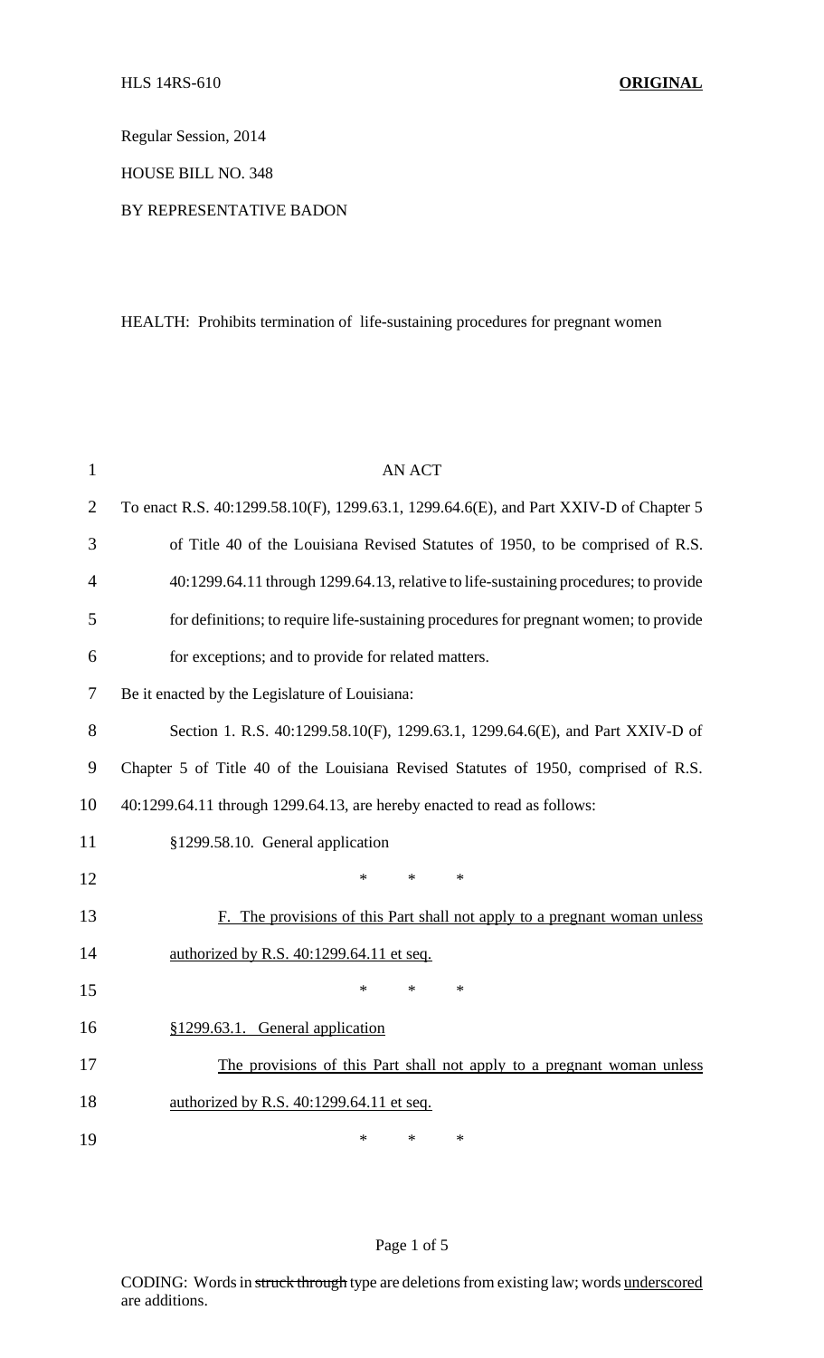HLS 14RS-610 **ORIGINAL**

Regular Session, 2014

HOUSE BILL NO. 348

BY REPRESENTATIVE BADON

HEALTH: Prohibits termination of life-sustaining procedures for pregnant women

AN ACT

To enact R.S. 40:1299.58.10(F), 1299.63.1, 1299.64.6(E), and Part XXIV-D of Chapter 5 of Title 40 of the Louisiana Revised Statutes of 1950, to be comprised of R.S. 40:1299.64.11 through 1299.64.13, relative to life-sustaining procedures; to provide for definitions; to require life-sustaining procedures for pregnant women; to provide for exceptions; and to provide for related matters.

Be it enacted by the Legislature of Louisiana:

Section 1. R.S. 40:1299.58.10(F), 1299.63.1, 1299.64.6(E), and Part XXIV-D of Chapter 5 of Title 40 of the Louisiana Revised Statutes of 1950, comprised of R.S. 40:1299.64.11 through 1299.64.13, are hereby enacted to read as follows:

§1299.58.10. General application

\* \* \*

<u>F. The provisions of this Part shall not apply to a pregnant woman unless authorized by R.S. 40:1299.64.11 et seq.</u>

\* \* \*

<u>§1299.63.1. General application</u>

<u>The provisions of this Part shall not apply to a pregnant woman unless authorized by R.S. 40:1299.64.11 et seq.</u>

\* \* \*

CODING: Words in ~~struck through~~ type are deletions from existing law; words <u>underscored</u> are additions.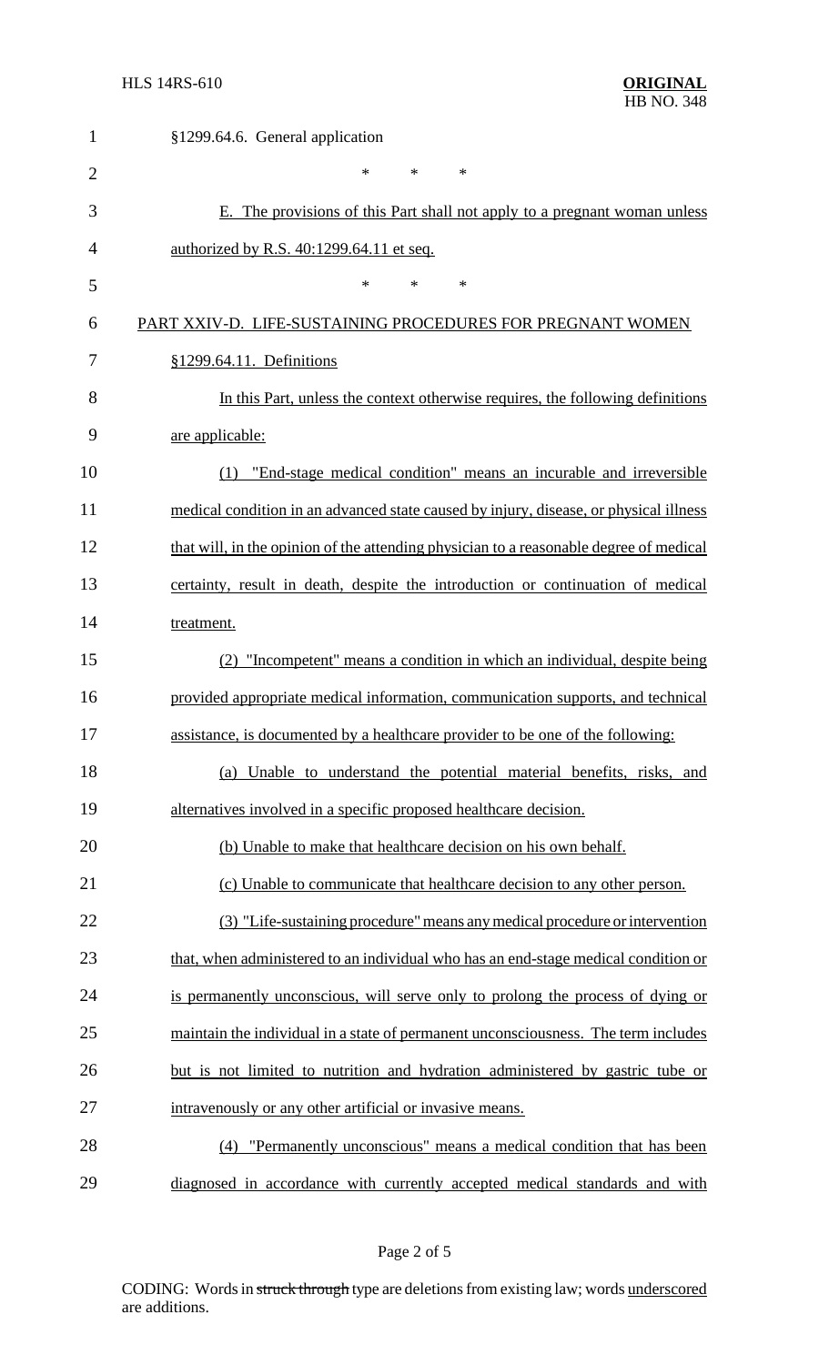§1299.64.6. General application

\* \* \*

E. The provisions of this Part shall not apply to a pregnant woman unless authorized by R.S. 40:1299.64.11 et seq.

\* \* \*

PART XXIV-D. LIFE-SUSTAINING PROCEDURES FOR PREGNANT WOMEN

§1299.64.11. Definitions

In this Part, unless the context otherwise requires, the following definitions are applicable:

(1) "End-stage medical condition" means an incurable and irreversible medical condition in an advanced state caused by injury, disease, or physical illness that will, in the opinion of the attending physician to a reasonable degree of medical certainty, result in death, despite the introduction or continuation of medical treatment.

(2) "Incompetent" means a condition in which an individual, despite being provided appropriate medical information, communication supports, and technical assistance, is documented by a healthcare provider to be one of the following:

(a) Unable to understand the potential material benefits, risks, and alternatives involved in a specific proposed healthcare decision.

(b) Unable to make that healthcare decision on his own behalf.

(c) Unable to communicate that healthcare decision to any other person.

(3) "Life-sustaining procedure" means any medical procedure or intervention that, when administered to an individual who has an end-stage medical condition or is permanently unconscious, will serve only to prolong the process of dying or maintain the individual in a state of permanent unconsciousness. The term includes but is not limited to nutrition and hydration administered by gastric tube or intravenously or any other artificial or invasive means.

(4) "Permanently unconscious" means a medical condition that has been diagnosed in accordance with currently accepted medical standards and with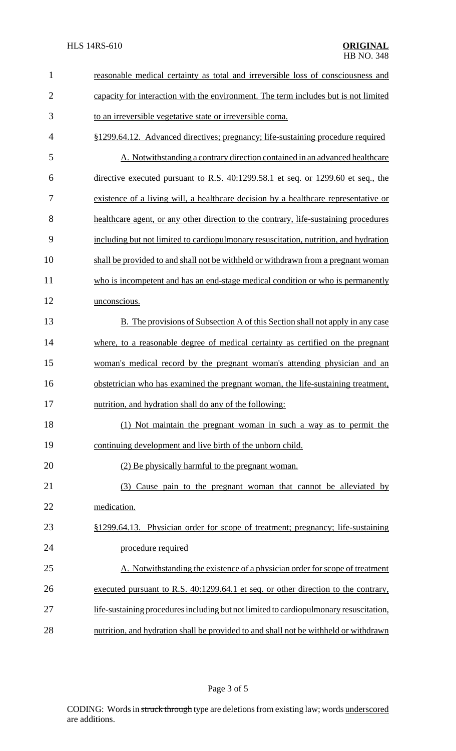reasonable medical certainty as total and irreversible loss of consciousness and capacity for interaction with the environment. The term includes but is not limited to an irreversible vegetative state or irreversible coma.

§1299.64.12. Advanced directives; pregnancy; life-sustaining procedure required

A. Notwithstanding a contrary direction contained in an advanced healthcare directive executed pursuant to R.S. 40:1299.58.1 et seq. or 1299.60 et seq., the existence of a living will, a healthcare decision by a healthcare representative or healthcare agent, or any other direction to the contrary, life-sustaining procedures including but not limited to cardiopulmonary resuscitation, nutrition, and hydration shall be provided to and shall not be withheld or withdrawn from a pregnant woman who is incompetent and has an end-stage medical condition or who is permanently unconscious.

B. The provisions of Subsection A of this Section shall not apply in any case where, to a reasonable degree of medical certainty as certified on the pregnant woman's medical record by the pregnant woman's attending physician and an obstetrician who has examined the pregnant woman, the life-sustaining treatment, nutrition, and hydration shall do any of the following:

(1) Not maintain the pregnant woman in such a way as to permit the continuing development and live birth of the unborn child.

(2) Be physically harmful to the pregnant woman.

(3) Cause pain to the pregnant woman that cannot be alleviated by medication.

§1299.64.13. Physician order for scope of treatment; pregnancy; life-sustaining procedure required

A. Notwithstanding the existence of a physician order for scope of treatment executed pursuant to R.S. 40:1299.64.1 et seq. or other direction to the contrary, life-sustaining procedures including but not limited to cardiopulmonary resuscitation, nutrition, and hydration shall be provided to and shall not be withheld or withdrawn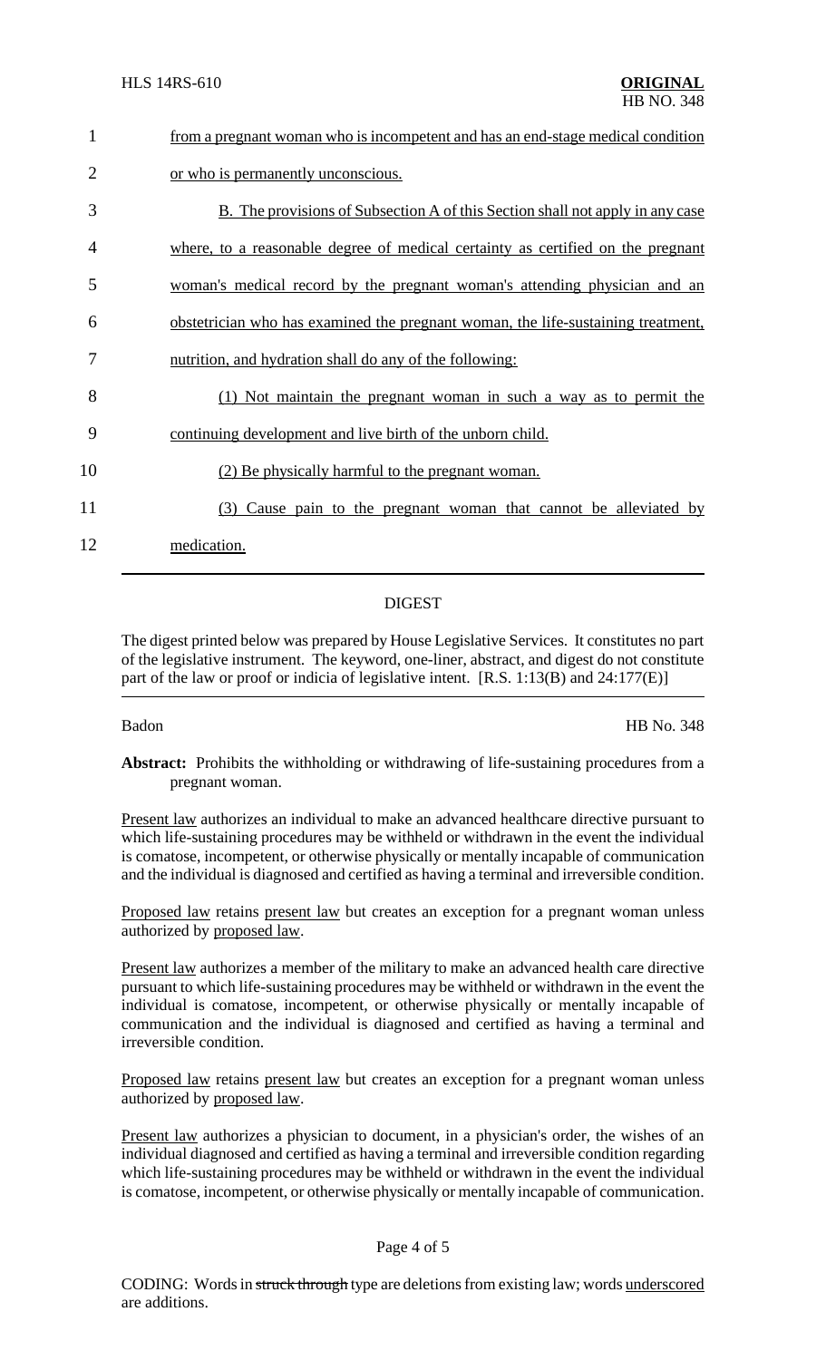1 from a pregnant woman who is incompetent and has an end-stage medical condition

2 or who is permanently unconscious.

3 B. The provisions of Subsection A of this Section shall not apply in any case

4 where, to a reasonable degree of medical certainty as certified on the pregnant

5 woman's medical record by the pregnant woman's attending physician and an

6 obstetrician who has examined the pregnant woman, the life-sustaining treatment,

7 nutrition, and hydration shall do any of the following:

8 (1) Not maintain the pregnant woman in such a way as to permit the

9 continuing development and live birth of the unborn child.

10 (2) Be physically harmful to the pregnant woman.

11 (3) Cause pain to the pregnant woman that cannot be alleviated by

12 medication.

## DIGEST

The digest printed below was prepared by House Legislative Services. It constitutes no part of the legislative instrument. The keyword, one-liner, abstract, and digest do not constitute part of the law or proof or indicia of legislative intent. [R.S. 1:13(B) and 24:177(E)]

Badon HB No. 348

**Abstract:** Prohibits the withholding or withdrawing of life-sustaining procedures from a pregnant woman.

Present law authorizes an individual to make an advanced healthcare directive pursuant to which life-sustaining procedures may be withheld or withdrawn in the event the individual is comatose, incompetent, or otherwise physically or mentally incapable of communication and the individual is diagnosed and certified as having a terminal and irreversible condition.

Proposed law retains present law but creates an exception for a pregnant woman unless authorized by proposed law.

Present law authorizes a member of the military to make an advanced health care directive pursuant to which life-sustaining procedures may be withheld or withdrawn in the event the individual is comatose, incompetent, or otherwise physically or mentally incapable of communication and the individual is diagnosed and certified as having a terminal and irreversible condition.

Proposed law retains present law but creates an exception for a pregnant woman unless authorized by proposed law.

Present law authorizes a physician to document, in a physician's order, the wishes of an individual diagnosed and certified as having a terminal and irreversible condition regarding which life-sustaining procedures may be withheld or withdrawn in the event the individual is comatose, incompetent, or otherwise physically or mentally incapable of communication.

CODING: Words in struck through type are deletions from existing law; words underscored are additions.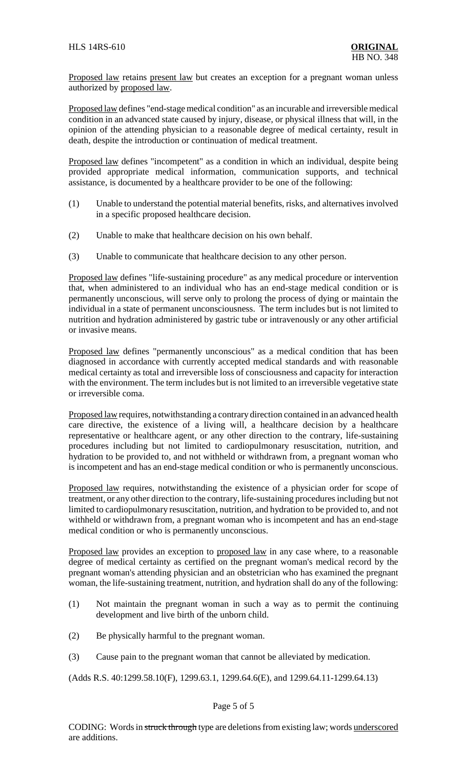Proposed law retains present law but creates an exception for a pregnant woman unless authorized by proposed law.

Proposed law defines "end-stage medical condition" as an incurable and irreversible medical condition in an advanced state caused by injury, disease, or physical illness that will, in the opinion of the attending physician to a reasonable degree of medical certainty, result in death, despite the introduction or continuation of medical treatment.

Proposed law defines "incompetent" as a condition in which an individual, despite being provided appropriate medical information, communication supports, and technical assistance, is documented by a healthcare provider to be one of the following:

(1) Unable to understand the potential material benefits, risks, and alternatives involved in a specific proposed healthcare decision.

(2) Unable to make that healthcare decision on his own behalf.

(3) Unable to communicate that healthcare decision to any other person.

Proposed law defines "life-sustaining procedure" as any medical procedure or intervention that, when administered to an individual who has an end-stage medical condition or is permanently unconscious, will serve only to prolong the process of dying or maintain the individual in a state of permanent unconsciousness. The term includes but is not limited to nutrition and hydration administered by gastric tube or intravenously or any other artificial or invasive means.

Proposed law defines "permanently unconscious" as a medical condition that has been diagnosed in accordance with currently accepted medical standards and with reasonable medical certainty as total and irreversible loss of consciousness and capacity for interaction with the environment. The term includes but is not limited to an irreversible vegetative state or irreversible coma.

Proposed law requires, notwithstanding a contrary direction contained in an advanced health care directive, the existence of a living will, a healthcare decision by a healthcare representative or healthcare agent, or any other direction to the contrary, life-sustaining procedures including but not limited to cardiopulmonary resuscitation, nutrition, and hydration to be provided to, and not withheld or withdrawn from, a pregnant woman who is incompetent and has an end-stage medical condition or who is permanently unconscious.

Proposed law requires, notwithstanding the existence of a physician order for scope of treatment, or any other direction to the contrary, life-sustaining procedures including but not limited to cardiopulmonary resuscitation, nutrition, and hydration to be provided to, and not withheld or withdrawn from, a pregnant woman who is incompetent and has an end-stage medical condition or who is permanently unconscious.

Proposed law provides an exception to proposed law in any case where, to a reasonable degree of medical certainty as certified on the pregnant woman's medical record by the pregnant woman's attending physician and an obstetrician who has examined the pregnant woman, the life-sustaining treatment, nutrition, and hydration shall do any of the following:

(1) Not maintain the pregnant woman in such a way as to permit the continuing development and live birth of the unborn child.

(2) Be physically harmful to the pregnant woman.

(3) Cause pain to the pregnant woman that cannot be alleviated by medication.

(Adds R.S. 40:1299.58.10(F), 1299.63.1, 1299.64.6(E), and 1299.64.11-1299.64.13)

CODING: Words in ~~struck through~~ type are deletions from existing law; words underscored are additions.